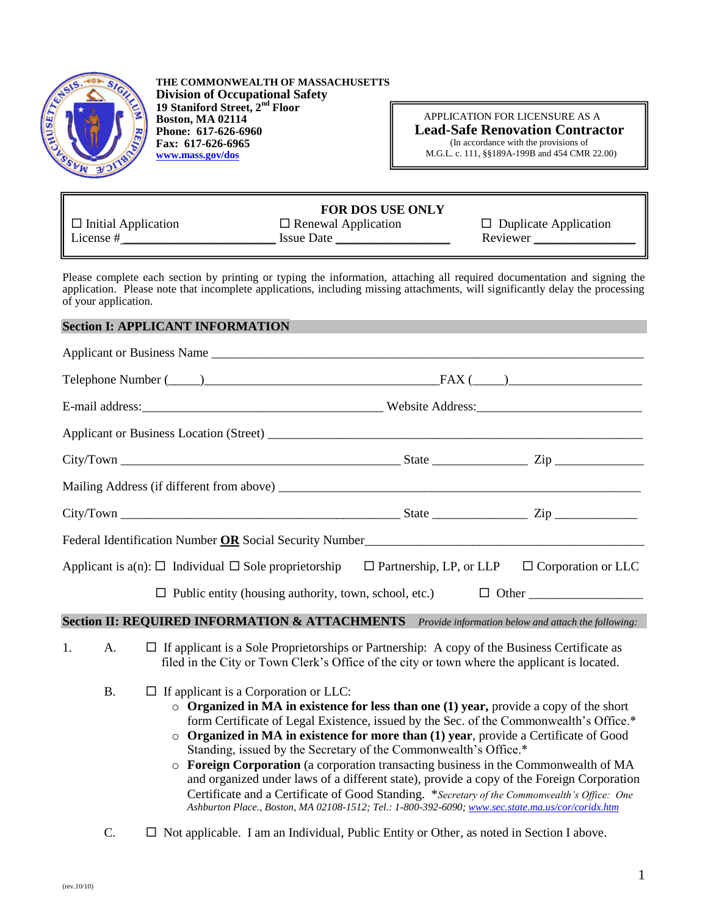**THE COMMONWEALTH OF MASSACHUSETTS**
**Division of Occupational Safety**
**19 Staniford Street, 2nd Floor**
**Boston, MA 02114**
**Phone: 617-626-6960**
**Fax: 617-626-6965**
**www.mass.gov/dos**

APPLICATION FOR LICENSURE AS A
# Lead-Safe Renovation Contractor
(In accordance with the provisions of
M.G.L. c. 111, §§189A-199B and 454 CMR 22.00)

| | **FOR DOS USE ONLY** | |
|---|---|---|
| ☐ Initial Application | ☐ Renewal Application | ☐ Duplicate Application |
| License #________________ | Issue Date ______________ | Reviewer ______________ |

Please complete each section by printing or typing the information, attaching all required documentation and signing the application. Please note that incomplete applications, including missing attachments, will significantly delay the processing of your application.

## Section I: APPLICANT INFORMATION

Applicant or Business Name ________________________________________________

Telephone Number (_____)______________________________ FAX (_____)________________

E-mail address:________________________________ Website Address:____________________

Applicant or Business Location (Street) ____________________________________________

City/Town ____________________________________ State _____________ Zip ____________

Mailing Address (if different from above) __________________________________________

City/Town ____________________________________ State _____________ Zip ____________

Federal Identification Number **OR** Social Security Number__________________________________

Applicant is a(n): ☐ Individual ☐ Sole proprietorship ☐ Partnership, LP, or LLP ☐ Corporation or LLC

☐ Public entity (housing authority, town, school, etc.) ☐ Other ________________

## Section II: REQUIRED INFORMATION & ATTACHMENTS *Provide information below and attach the following:*

1. A. ☐ If applicant is a Sole Proprietorships or Partnership: A copy of the Business Certificate as filed in the City or Town Clerk's Office of the city or town where the applicant is located.

   B. ☐ If applicant is a Corporation or LLC:
   - **Organized in MA in existence for less than one (1) year,** provide a copy of the short form Certificate of Legal Existence, issued by the Sec. of the Commonwealth's Office.*
   - **Organized in MA in existence for more than (1) year**, provide a Certificate of Good Standing, issued by the Secretary of the Commonwealth's Office.*
   - **Foreign Corporation** (a corporation transacting business in the Commonwealth of MA and organized under laws of a different state), provide a copy of the Foreign Corporation Certificate and a Certificate of Good Standing. **Secretary of the Commonwealth's Office: One Ashburton Place., Boston, MA 02108-1512; Tel.: 1-800-392-6090; www.sec.state.ma.us/cor/coridx.htm*

   C. ☐ Not applicable. I am an Individual, Public Entity or Other, as noted in Section I above.

(rev.10/10)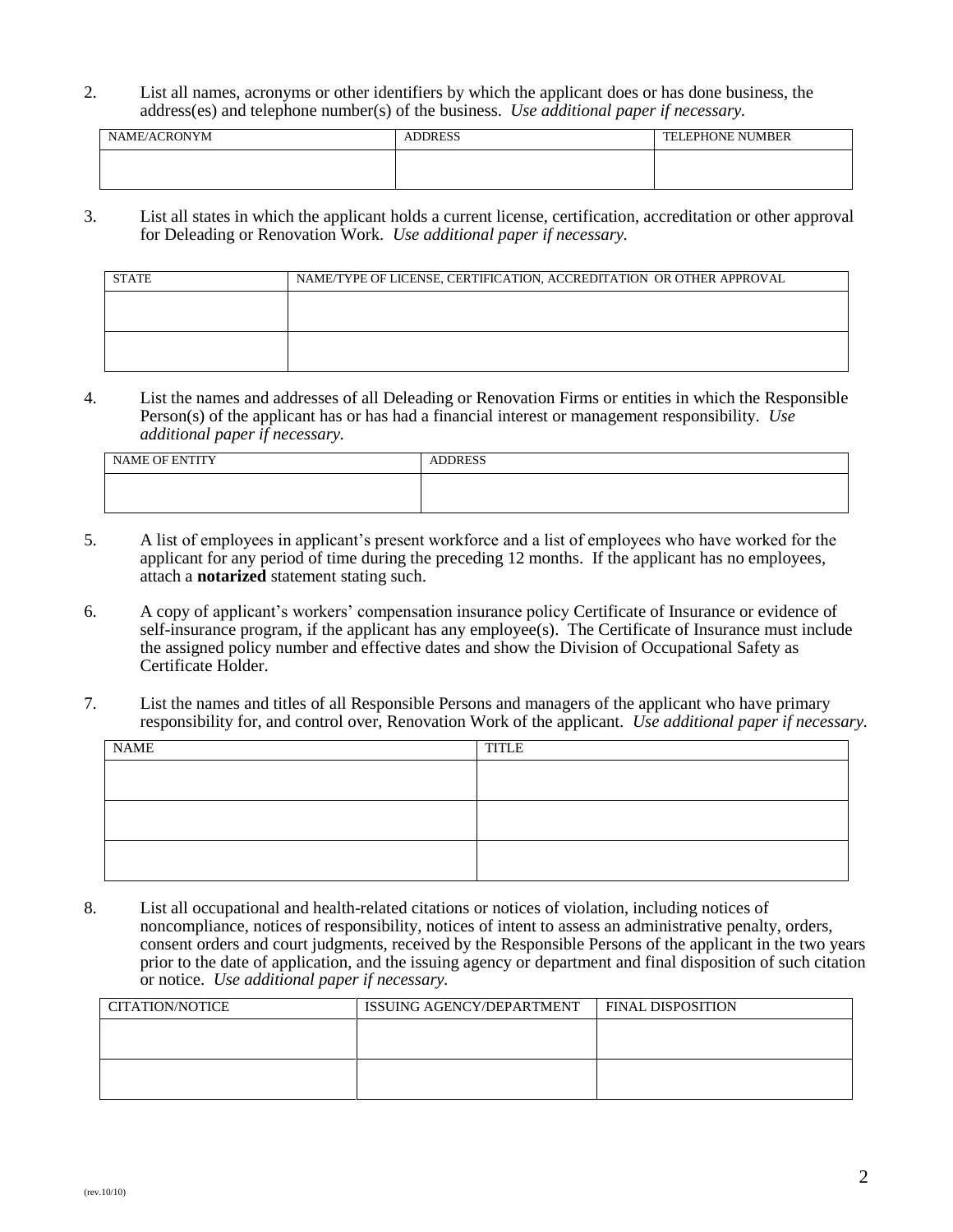2. List all names, acronyms or other identifiers by which the applicant does or has done business, the address(es) and telephone number(s) of the business. *Use additional paper if necessary.*

| NAME/ACRONYM | ADDRESS | TELEPHONE NUMBER |
|---|---|---|
| | | |

3. List all states in which the applicant holds a current license, certification, accreditation or other approval for Deleading or Renovation Work. *Use additional paper if necessary.*

| STATE | NAME/TYPE OF LICENSE, CERTIFICATION, ACCREDITATION OR OTHER APPROVAL |
|---|---|
| | |
| | |

4. List the names and addresses of all Deleading or Renovation Firms or entities in which the Responsible Person(s) of the applicant has or has had a financial interest or management responsibility. *Use additional paper if necessary.*

| NAME OF ENTITY | ADDRESS |
|---|---|
| | |

5. A list of employees in applicant's present workforce and a list of employees who have worked for the applicant for any period of time during the preceding 12 months. If the applicant has no employees, attach a **notarized** statement stating such.

6. A copy of applicant's workers' compensation insurance policy Certificate of Insurance or evidence of self-insurance program, if the applicant has any employee(s). The Certificate of Insurance must include the assigned policy number and effective dates and show the Division of Occupational Safety as Certificate Holder.

7. List the names and titles of all Responsible Persons and managers of the applicant who have primary responsibility for, and control over, Renovation Work of the applicant. *Use additional paper if necessary.*

| NAME | TITLE |
|---|---|
| | |
| | |
| | |

8. List all occupational and health-related citations or notices of violation, including notices of noncompliance, notices of responsibility, notices of intent to assess an administrative penalty, orders, consent orders and court judgments, received by the Responsible Persons of the applicant in the two years prior to the date of application, and the issuing agency or department and final disposition of such citation or notice. *Use additional paper if necessary.*

| CITATION/NOTICE | ISSUING AGENCY/DEPARTMENT | FINAL DISPOSITION |
|---|---|---|
| | | |
| | | |

(rev.10/10)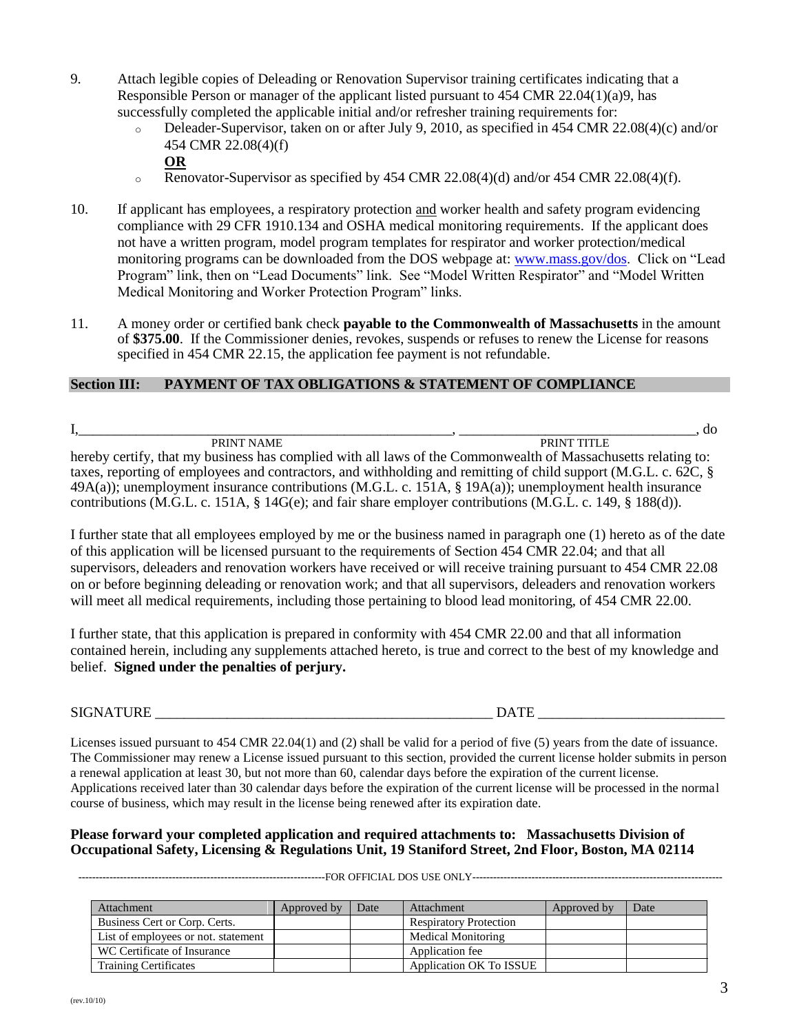9. Attach legible copies of Deleading or Renovation Supervisor training certificates indicating that a Responsible Person or manager of the applicant listed pursuant to 454 CMR 22.04(1)(a)9, has successfully completed the applicable initial and/or refresher training requirements for:
   - Deleader-Supervisor, taken on or after July 9, 2010, as specified in 454 CMR 22.08(4)(c) and/or 454 CMR 22.08(4)(f)

     **OR**
   - Renovator-Supervisor as specified by 454 CMR 22.08(4)(d) and/or 454 CMR 22.08(4)(f).

10. If applicant has employees, a respiratory protection and worker health and safety program evidencing compliance with 29 CFR 1910.134 and OSHA medical monitoring requirements. If the applicant does not have a written program, model program templates for respirator and worker protection/medical monitoring programs can be downloaded from the DOS webpage at: www.mass.gov/dos. Click on "Lead Program" link, then on "Lead Documents" link. See "Model Written Respirator" and "Model Written Medical Monitoring and Worker Protection Program" links.

11. A money order or certified bank check **payable to the Commonwealth of Massachusetts** in the amount of **$375.00**. If the Commissioner denies, revokes, suspends or refuses to renew the License for reasons specified in 454 CMR 22.15, the application fee payment is not refundable.

## Section III: PAYMENT OF TAX OBLIGATIONS & STATEMENT OF COMPLIANCE

I,\_\_\_\_\_\_\_\_\_\_\_\_\_\_\_\_\_\_\_\_\_\_\_\_\_\_\_\_\_\_\_\_\_\_\_\_\_\_\_\_\_\_\_\_\_\_\_\_\_\_\_\_, \_\_\_\_\_\_\_\_\_\_\_\_\_\_\_\_\_\_\_\_\_\_\_\_\_\_\_\_\_\_\_\_\_\_\_\_, do

PRINT NAME PRINT TITLE

hereby certify, that my business has complied with all laws of the Commonwealth of Massachusetts relating to: taxes, reporting of employees and contractors, and withholding and remitting of child support (M.G.L. c. 62C, § 49A(a)); unemployment insurance contributions (M.G.L. c. 151A, § 19A(a)); unemployment health insurance contributions (M.G.L. c. 151A, § 14G(e); and fair share employer contributions (M.G.L. c. 149, § 188(d)).

I further state that all employees employed by me or the business named in paragraph one (1) hereto as of the date of this application will be licensed pursuant to the requirements of Section 454 CMR 22.04; and that all supervisors, deleaders and renovation workers have received or will receive training pursuant to 454 CMR 22.08 on or before beginning deleading or renovation work; and that all supervisors, deleaders and renovation workers will meet all medical requirements, including those pertaining to blood lead monitoring, of 454 CMR 22.00.

I further state, that this application is prepared in conformity with 454 CMR 22.00 and that all information contained herein, including any supplements attached hereto, is true and correct to the best of my knowledge and belief. **Signed under the penalties of perjury.**

SIGNATURE \_\_\_\_\_\_\_\_\_\_\_\_\_\_\_\_\_\_\_\_\_\_\_\_\_\_\_\_\_\_\_\_\_\_\_\_\_\_\_\_\_\_\_\_\_\_\_\_ DATE \_\_\_\_\_\_\_\_\_\_\_\_\_\_\_\_\_\_\_\_\_\_\_\_\_\_\_

Licenses issued pursuant to 454 CMR 22.04(1) and (2) shall be valid for a period of five (5) years from the date of issuance. The Commissioner may renew a License issued pursuant to this section, provided the current license holder submits in person a renewal application at least 30, but not more than 60, calendar days before the expiration of the current license. Applications received later than 30 calendar days before the expiration of the current license will be processed in the normal course of business, which may result in the license being renewed after its expiration date.

**Please forward your completed application and required attachments to: Massachusetts Division of Occupational Safety, Licensing & Regulations Unit, 19 Staniford Street, 2nd Floor, Boston, MA 02114**

---FOR OFFICIAL DOS USE ONLY---

| Attachment | Approved by | Date | Attachment | Approved by | Date |
|---|---|---|---|---|---|
| Business Cert or Corp. Certs. | | | Respiratory Protection | | |
| List of employees or not. statement | | | Medical Monitoring | | |
| WC Certificate of Insurance | | | Application fee | | |
| Training Certificates | | | Application OK To ISSUE | | |

(rev.10/10)